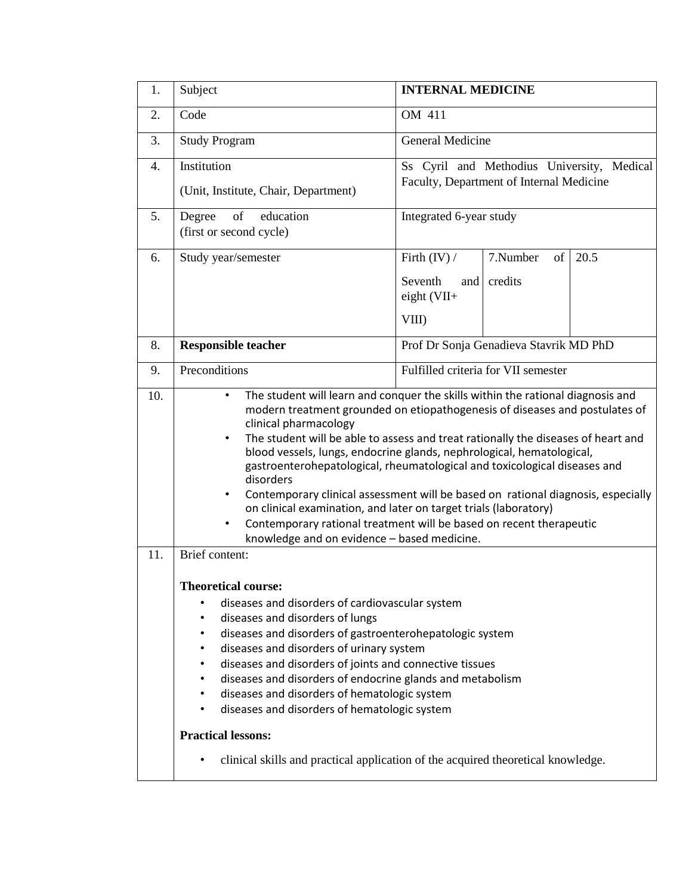| 1. | Subject | **INTERNAL MEDICINE** | | |
|---|---|---|---|---|
| 2. | Code | OM 411 | | |
| 3. | Study Program | General Medicine | | |
| 4. | Institution<br><br>(Unit, Institute, Chair, Department) | Ss Cyril and Methodius University, Medical Faculty, Department of Internal Medicine | | |
| 5. | Degree of education<br>(first or second cycle) | Integrated 6-year study | | |
| 6. | Study year/semester | Firth (IV) /<br><br>Seventh and eight (VII+<br><br>VIII) | 7.Number of credits | 20.5 |
| 8. | **Responsible teacher** | Prof Dr Sonja Genadieva Stavrik MD PhD | | |
| 9. | Preconditions | Fulfilled criteria for VII semester | | |
| 10. | • The student will learn and conquer the skills within the rational diagnosis and modern treatment grounded on etiopathogenesis of diseases and postulates of clinical pharmacology<br>• The student will be able to assess and treat rationally the diseases of heart and blood vessels, lungs, endocrine glands, nephrological, hematological, gastroenterohepatological, rheumatological and toxicological diseases and disorders<br>• Contemporary clinical assessment will be based on rational diagnosis, especially on clinical examination, and later on target trials (laboratory)<br>• Contemporary rational treatment will be based on recent therapeutic knowledge and on evidence – based medicine. | | | |
| 11. | Brief content:<br><br>**Theoretical course:**<br>• diseases and disorders of cardiovascular system<br>• diseases and disorders of lungs<br>• diseases and disorders of gastroenterohepatologic system<br>• diseases and disorders of urinary system<br>• diseases and disorders of joints and connective tissues<br>• diseases and disorders of endocrine glands and metabolism<br>• diseases and disorders of hematologic system<br>• diseases and disorders of hematologic system<br><br>**Practical lessons:**<br>• clinical skills and practical application of the acquired theoretical knowledge. | | | |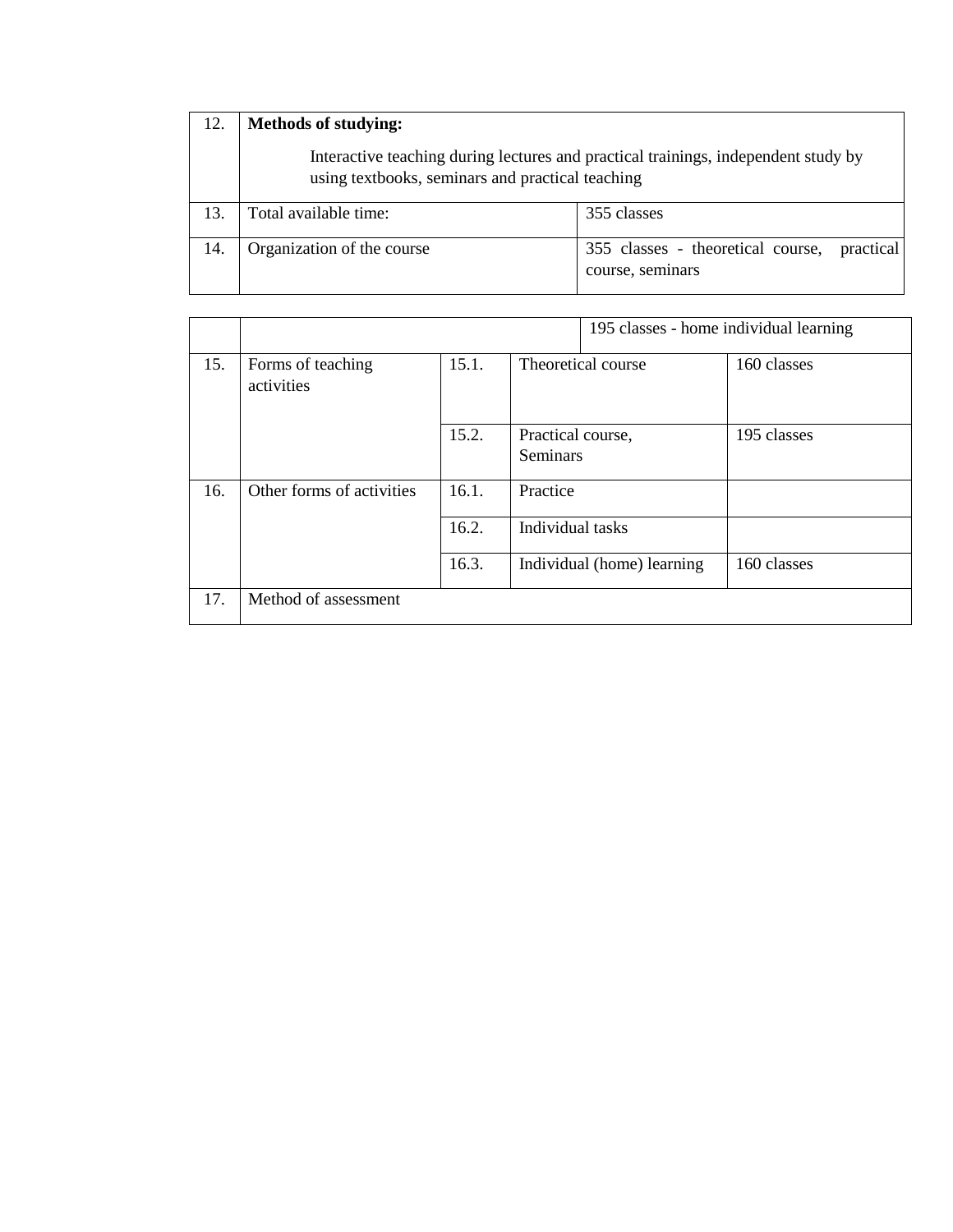| | | | | |
|---|---|---|---|---|
| 12. | **Methods of studying:**<br>Interactive teaching during lectures and practical trainings, independent study by using textbooks, seminars and practical teaching | | | |
| 13. | Total available time: | 355 classes | | |
| 14. | Organization of the course | 355 classes - theoretical course, practical course, seminars | | |
| | | 195 classes - home individual learning | | |
| 15. | Forms of teaching activities | 15.1. | Theoretical course | 160 classes |
| | | 15.2. | Practical course, Seminars | 195 classes |
| 16. | Other forms of activities | 16.1. | Practice | |
| | | 16.2. | Individual tasks | |
| | | 16.3. | Individual (home) learning | 160 classes |
| 17. | Method of assessment | | | |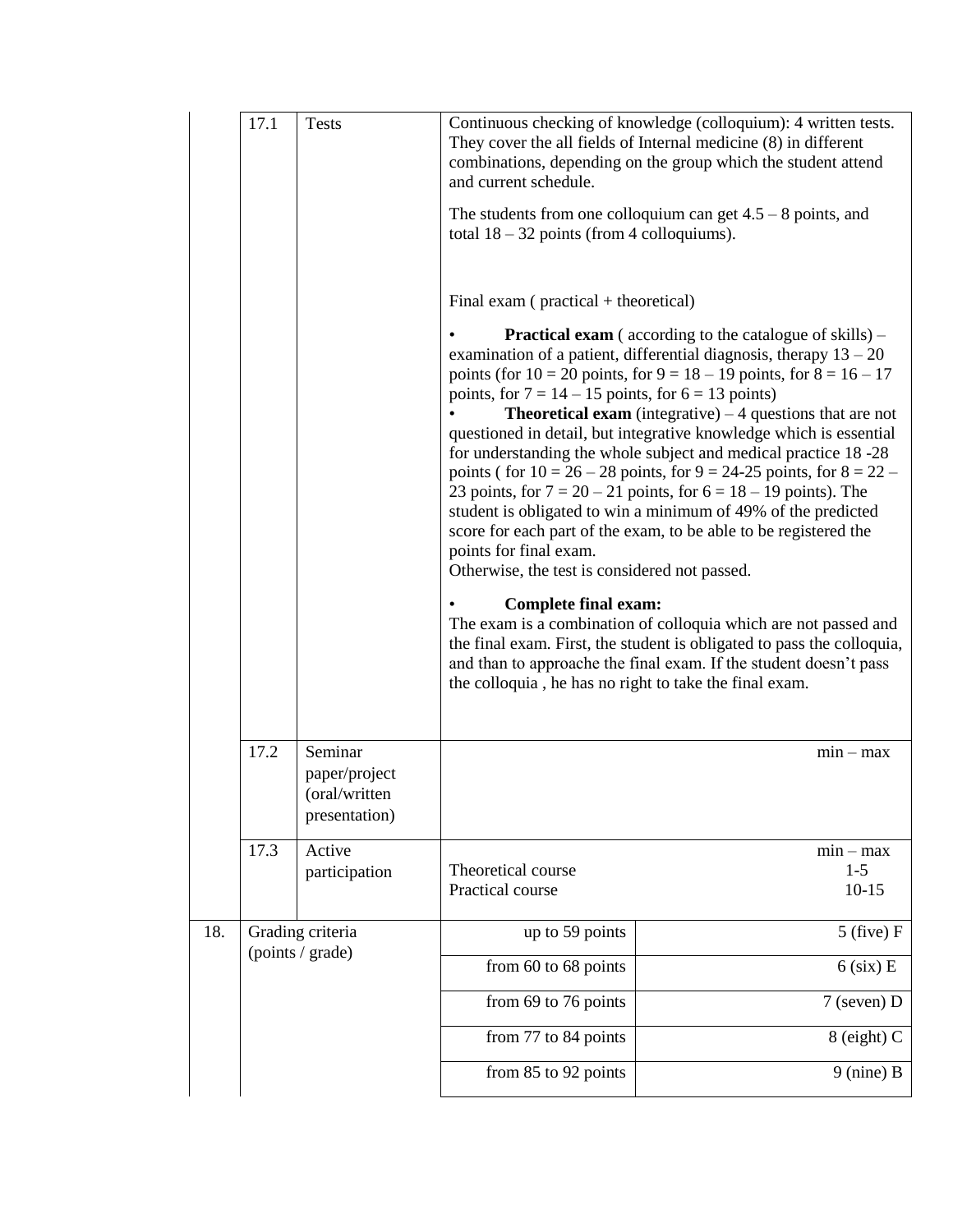| | | | | |
|---|---|---|---|---|
| | 17.1 | Tests | Continuous checking of knowledge (colloquium): 4 written tests. They cover the all fields of Internal medicine (8) in different combinations, depending on the group which the student attend and current schedule.<br><br>The students from one colloquium can get 4.5 – 8 points, and total 18 – 32 points (from 4 colloquiums).<br><br>Final exam ( practical + theoretical)<br><br>• **Practical exam** ( according to the catalogue of skills) – examination of a patient, differential diagnosis, therapy 13 – 20 points (for 10 = 20 points, for 9 = 18 – 19 points, for 8 = 16 – 17 points, for 7 = 14 – 15 points, for 6 = 13 points)<br>• **Theoretical exam** (integrative) – 4 questions that are not questioned in detail, but integrative knowledge which is essential for understanding the whole subject and medical practice 18 -28 points ( for 10 = 26 – 28 points, for 9 = 24-25 points, for 8 = 22 – 23 points, for 7 = 20 – 21 points, for 6 = 18 – 19 points). The student is obligated to win a minimum of 49% of the predicted score for each part of the exam, to be able to be registered the points for final exam.<br>Otherwise, the test is considered not passed.<br><br>• **Complete final exam:**<br>The exam is a combination of colloquia which are not passed and the final exam. First, the student is obligated to pass the colloquia, and than to approache the final exam. If the student doesn't pass the colloquia , he has no right to take the final exam. | |
| | 17.2 | Seminar paper/project (oral/written presentation) | | min – max |
| | 17.3 | Active participation | Theoretical course<br>Practical course | min – max<br>1-5<br>10-15 |
| 18. | Grading criteria (points / grade) | | up to 59 points | 5 (five) F |
| | | | from 60 to 68 points | 6 (six) E |
| | | | from 69 to 76 points | 7 (seven) D |
| | | | from 77 to 84 points | 8 (eight) C |
| | | | from 85 to 92 points | 9 (nine) B |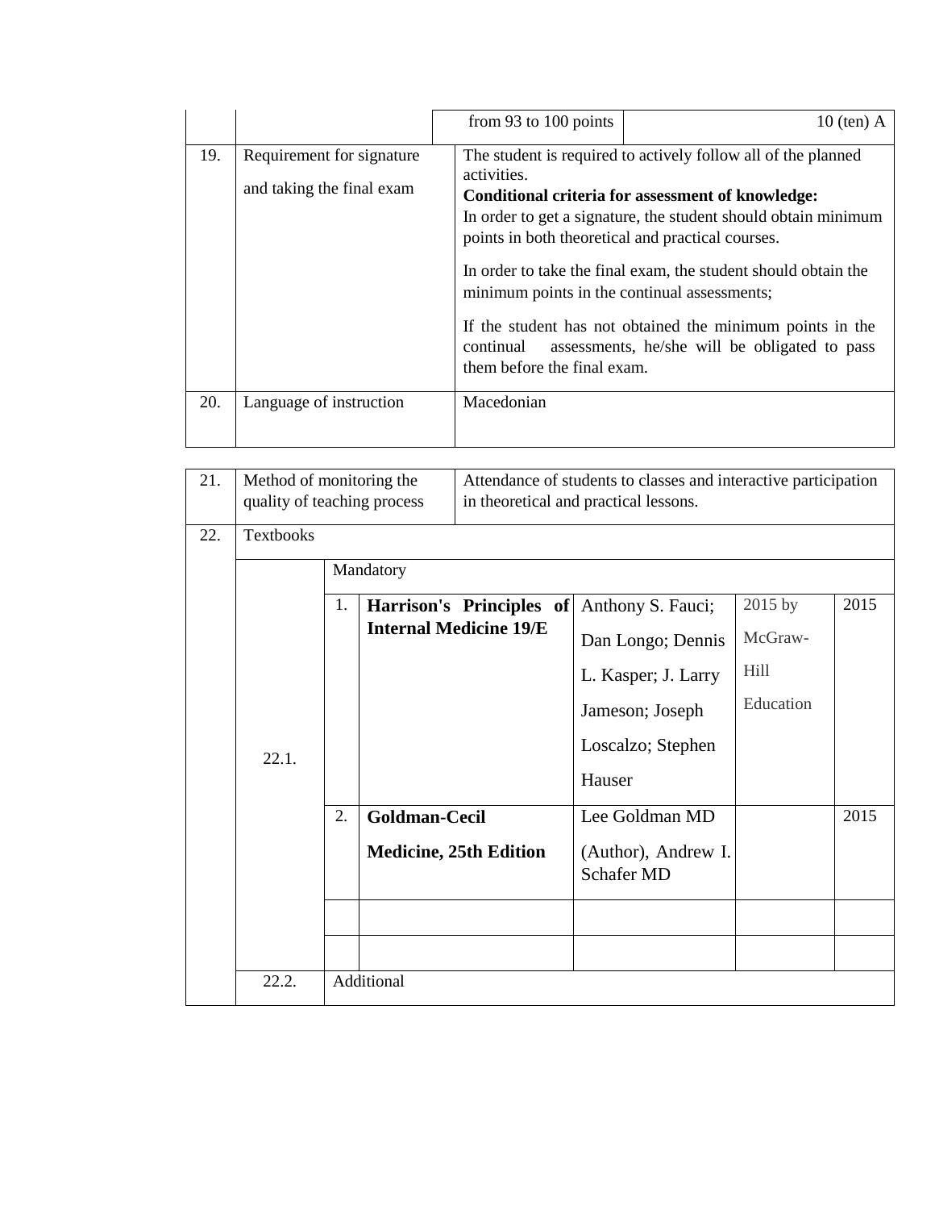| | | | |
|---|---|---|---|
| | | from 93 to 100 points | 10 (ten) A |
| 19. | Requirement for signature and taking the final exam | The student is required to actively follow all of the planned activities.<br>**Conditional criteria for assessment of knowledge:**<br>In order to get a signature, the student should obtain minimum points in both theoretical and practical courses.<br>In order to take the final exam, the student should obtain the minimum points in the continual assessments;<br>If the student has not obtained the minimum points in the continual assessments, he/she will be obligated to pass them before the final exam. | |
| 20. | Language of instruction | Macedonian | |

| | | | | | | | |
|---|---|---|---|---|---|---|---|
| 21. | Method of monitoring the quality of teaching process | Attendance of students to classes and interactive participation in theoretical and practical lessons. | | | | | |
| 22. | Textbooks | | | | | | |
| | | Mandatory | | | | | |
| | 22.1. | 1. | **Harrison's Principles of Internal Medicine 19/E** | Anthony S. Fauci; Dan Longo; Dennis L. Kasper; J. Larry Jameson; Joseph Loscalzo; Stephen Hauser | 2015 by McGraw-Hill Education | 2015 | |
| | | 2. | **Goldman-Cecil Medicine, 25th Edition** | Lee Goldman MD (Author), Andrew I. Schafer MD | | 2015 | |
| | | | | | | | |
| | | | | | | | |
| | 22.2. | Additional | | | | | |